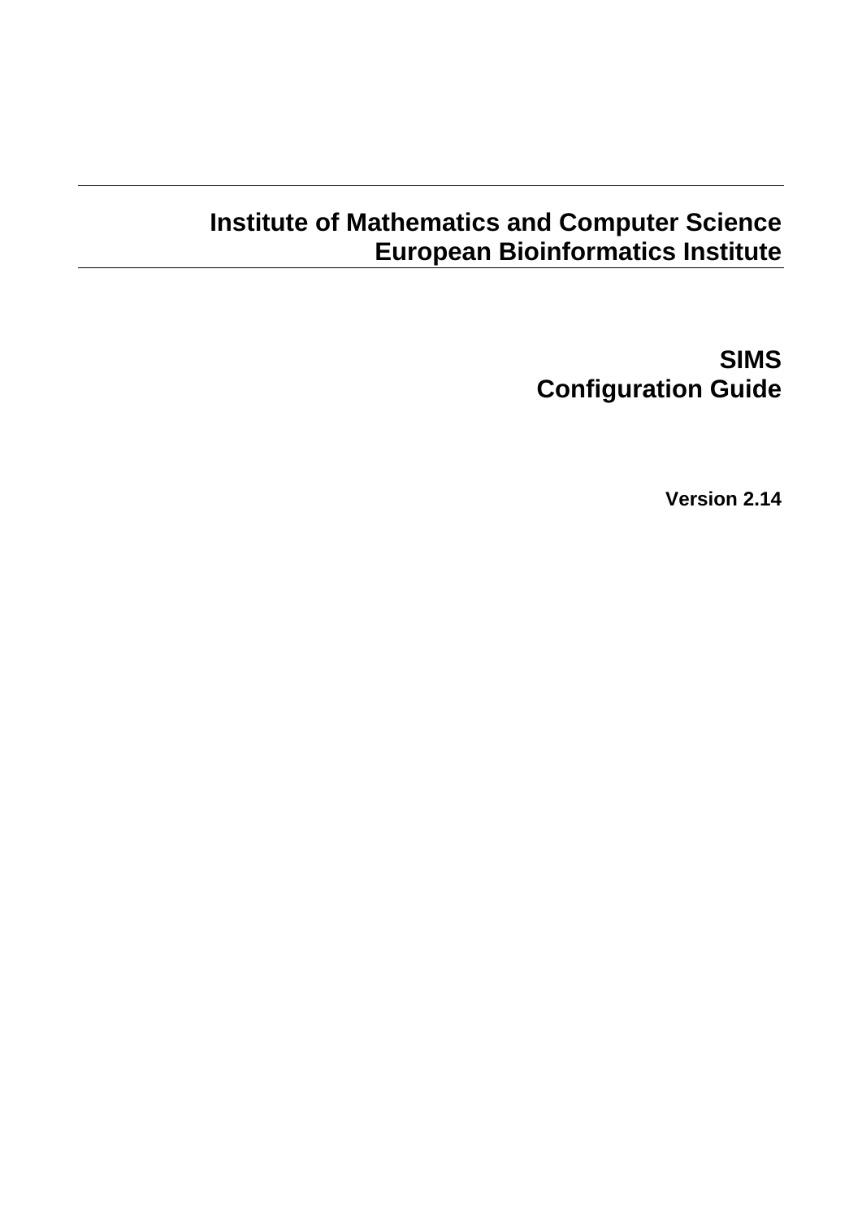---

**Institute of Mathematics and Computer Science**
**European Bioinformatics Institute**

---

# SIMS
# Configuration Guide

**Version 2.14**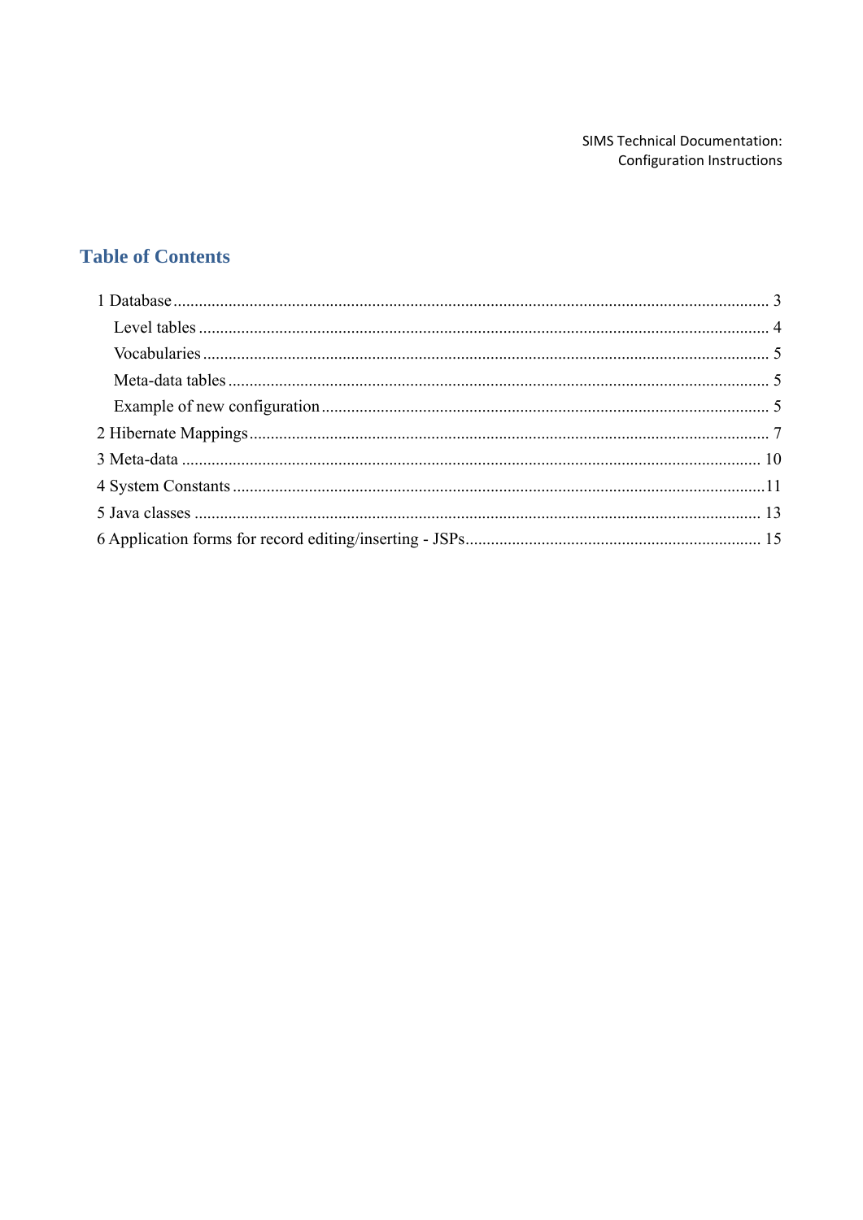## Table of Contents

1 Database ... 3

- Level tables ... 4
- Vocabularies ... 5
- Meta-data tables ... 5
- Example of new configuration ... 5

2 Hibernate Mappings ... 7

3 Meta-data ... 10

4 System Constants ... 11

5 Java classes ... 13

6 Application forms for record editing/inserting - JSPs ... 15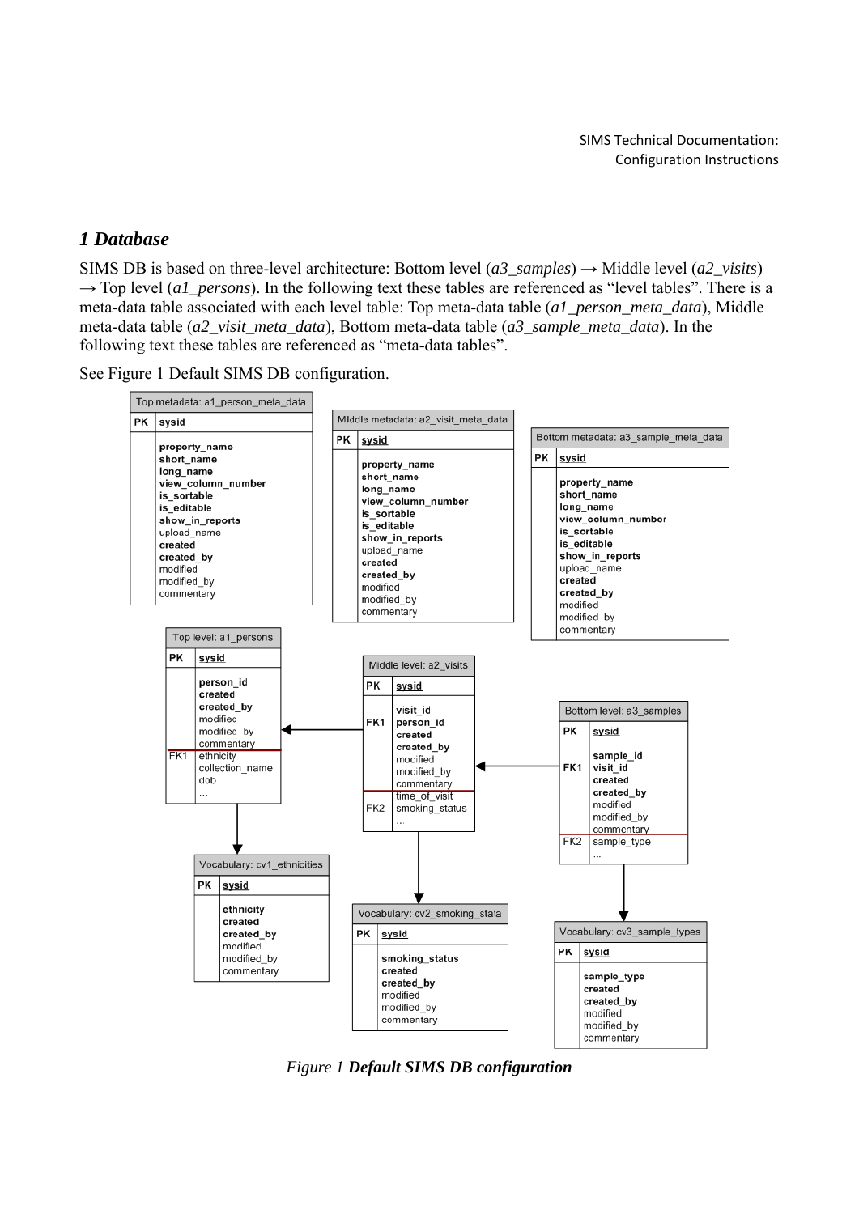## 1 Database

SIMS DB is based on three-level architecture: Bottom level (*a3_samples*) → Middle level (*a2_visits*) → Top level (*a1_persons*). In the following text these tables are referenced as “level tables”. There is a meta-data table associated with each level table: Top meta-data table (*a1_person_meta_data*), Middle meta-data table (*a2_visit_meta_data*), Bottom meta-data table (*a3_sample_meta_data*). In the following text these tables are referenced as “meta-data tables”.

See Figure 1 Default SIMS DB configuration.

*Figure 1* ***Default SIMS DB configuration***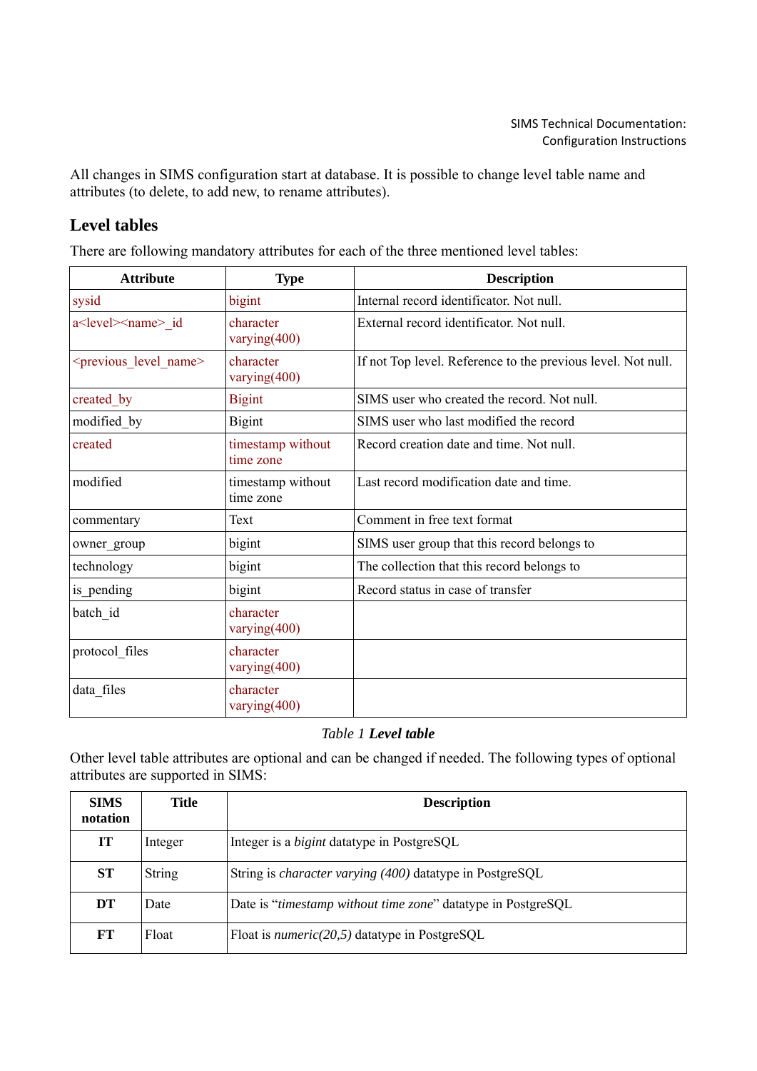All changes in SIMS configuration start at database. It is possible to change level table name and attributes (to delete, to add new, to rename attributes).

## Level tables

There are following mandatory attributes for each of the three mentioned level tables:

| Attribute | Type | Description |
|---|---|---|
| sysid | bigint | Internal record identificator. Not null. |
| a<level><name>_id | character varying(400) | External record identificator. Not null. |
| <previous_level_name> | character varying(400) | If not Top level. Reference to the previous level. Not null. |
| created_by | Bigint | SIMS user who created the record. Not null. |
| modified_by | Bigint | SIMS user who last modified the record |
| created | timestamp without time zone | Record creation date and time. Not null. |
| modified | timestamp without time zone | Last record modification date and time. |
| commentary | Text | Comment in free text format |
| owner_group | bigint | SIMS user group that this record belongs to |
| technology | bigint | The collection that this record belongs to |
| is_pending | bigint | Record status in case of transfer |
| batch_id | character varying(400) | |
| protocol_files | character varying(400) | |
| data_files | character varying(400) | |

*Table 1* ***Level table***

Other level table attributes are optional and can be changed if needed. The following types of optional attributes are supported in SIMS:

| SIMS notation | Title | Description |
|---|---|---|
| **IT** | Integer | Integer is a *bigint* datatype in PostgreSQL |
| **ST** | String | String is *character varying (400)* datatype in PostgreSQL |
| **DT** | Date | Date is "*timestamp without time zone*" datatype in PostgreSQL |
| **FT** | Float | Float is *numeric(20,5)* datatype in PostgreSQL |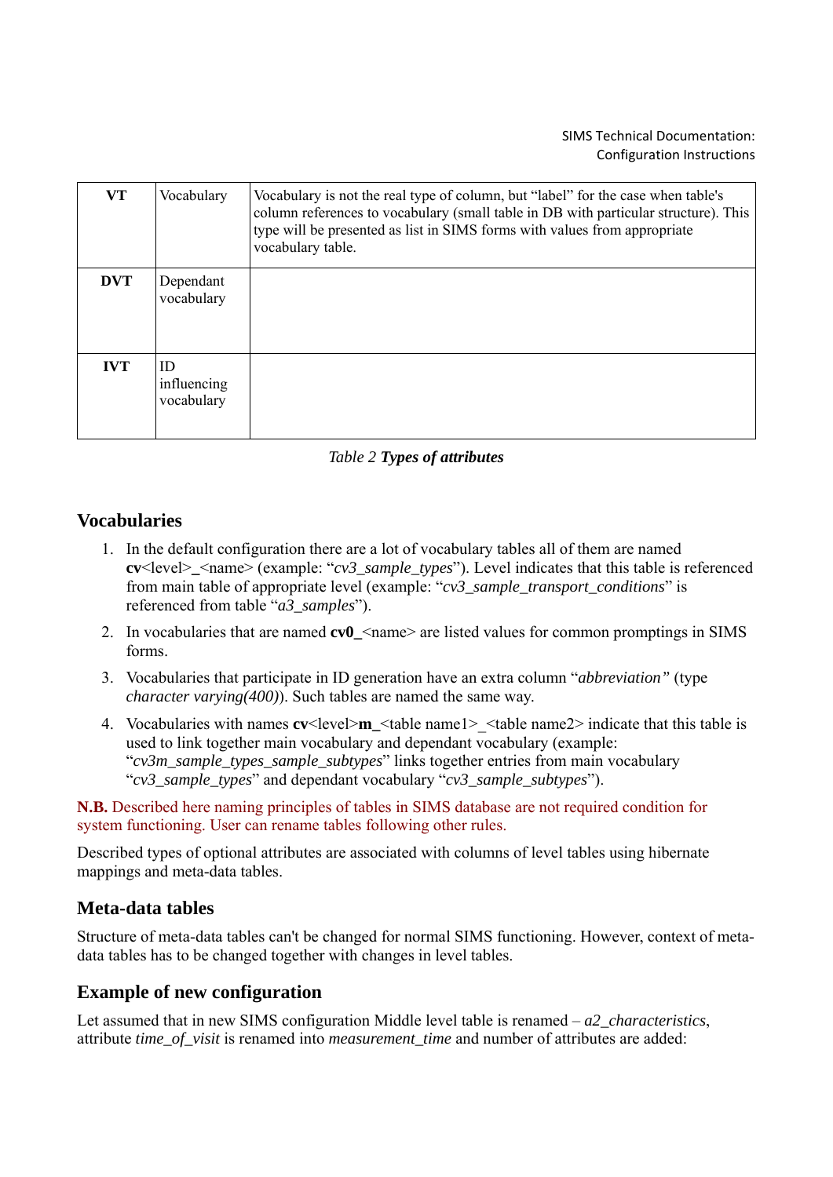| | | |
|---|---|---|
| **VT** | Vocabulary | Vocabulary is not the real type of column, but "label" for the case when table's column references to vocabulary (small table in DB with particular structure). This type will be presented as list in SIMS forms with values from appropriate vocabulary table. |
| **DVT** | Dependant vocabulary | |
| **IVT** | ID influencing vocabulary | |

*Table 2* ***Types of attributes***

## Vocabularies

1. In the default configuration there are a lot of vocabulary tables all of them are named **cv**<level>**_**<name> (example: "*cv3_sample_types*"). Level indicates that this table is referenced from main table of appropriate level (example: "*cv3_sample_transport_conditions*" is referenced from table "*a3_samples*").
2. In vocabularies that are named **cv0_**<name> are listed values for common promptings in SIMS forms.
3. Vocabularies that participate in ID generation have an extra column "*abbreviation"* (type *character varying(400)*). Such tables are named the same way.
4. Vocabularies with names **cv**<level>**m_**<table name1>_<table name2> indicate that this table is used to link together main vocabulary and dependant vocabulary (example: "*cv3m_sample_types_sample_subtypes*" links together entries from main vocabulary "*cv3_sample_types*" and dependant vocabulary "*cv3_sample_subtypes*").

**N.B.** Described here naming principles of tables in SIMS database are not required condition for system functioning. User can rename tables following other rules.

Described types of optional attributes are associated with columns of level tables using hibernate mappings and meta-data tables.

## Meta-data tables

Structure of meta-data tables can't be changed for normal SIMS functioning. However, context of meta-data tables has to be changed together with changes in level tables.

## Example of new configuration

Let assumed that in new SIMS configuration Middle level table is renamed – *a2_characteristics*, attribute *time_of_visit* is renamed into *measurement_time* and number of attributes are added: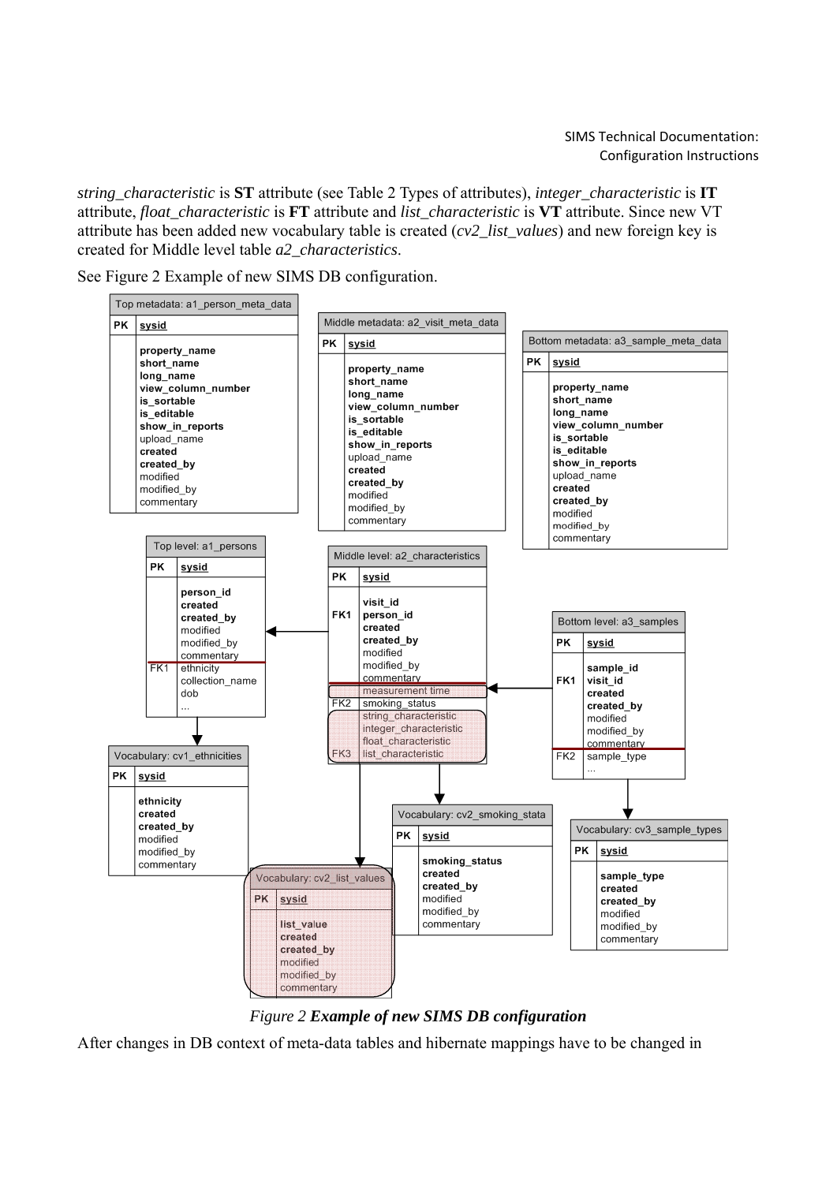*string_characteristic* is **ST** attribute (see Table 2 Types of attributes), *integer_characteristic* is **IT** attribute, *float_characteristic* is **FT** attribute and *list_characteristic* is **VT** attribute. Since new VT attribute has been added new vocabulary table is created (*cv2_list_values*) and new foreign key is created for Middle level table *a2_characteristics*.

See Figure 2 Example of new SIMS DB configuration.

| Top metadata: a1_person_meta_data | |
|---|---|
| PK | sysid |
| | property_name<br>short_name<br>long_name<br>view_column_number<br>is_sortable<br>is_editable<br>show_in_reports<br>upload_name<br>created<br>created_by<br>modified<br>modified_by<br>commentary |

| Middle metadata: a2_visit_meta_data | |
|---|---|
| PK | sysid |
| | property_name<br>short_name<br>long_name<br>view_column_number<br>is_sortable<br>is_editable<br>show_in_reports<br>upload_name<br>created<br>created_by<br>modified<br>modified_by<br>commentary |

| Bottom metadata: a3_sample_meta_data | |
|---|---|
| PK | sysid |
| | property_name<br>short_name<br>long_name<br>view_column_number<br>is_sortable<br>is_editable<br>show_in_reports<br>upload_name<br>created<br>created_by<br>modified<br>modified_by<br>commentary |

| Top level: a1_persons | |
|---|---|
| PK | sysid |
| | person_id<br>created<br>created_by<br>modified<br>modified_by<br>commentary |
| FK1 | ethnicity<br>collection_name<br>dob<br>... |

| Middle level: a2_characteristics | |
|---|---|
| PK | sysid |
| FK1 | visit_id<br>person_id<br>created<br>created_by<br>modified<br>modified_by<br>commentary |
| | measurement time |
| FK2 | smoking_status |
| | string_characteristic<br>integer_characteristic<br>float_characteristic |
| FK3 | list_characteristic |

| Bottom level: a3_samples | |
|---|---|
| PK | sysid |
| FK1 | sample_id<br>visit_id<br>created<br>created_by<br>modified<br>modified_by<br>commentary |
| FK2 | sample_type<br>... |

| Vocabulary: cv1_ethnicities | |
|---|---|
| PK | sysid |
| | ethnicity<br>created<br>created_by<br>modified<br>modified_by<br>commentary |

| Vocabulary: cv2_list_values | |
|---|---|
| PK | sysid |
| | list_value<br>created<br>created_by<br>modified<br>modified_by<br>commentary |

| Vocabulary: cv2_smoking_stata | |
|---|---|
| PK | sysid |
| | smoking_status<br>created<br>created_by<br>modified<br>modified_by<br>commentary |

| Vocabulary: cv3_sample_types | |
|---|---|
| PK | sysid |
| | sample_type<br>created<br>created_by<br>modified<br>modified_by<br>commentary |

*Figure 2* ***Example of new SIMS DB configuration***

After changes in DB context of meta-data tables and hibernate mappings have to be changed in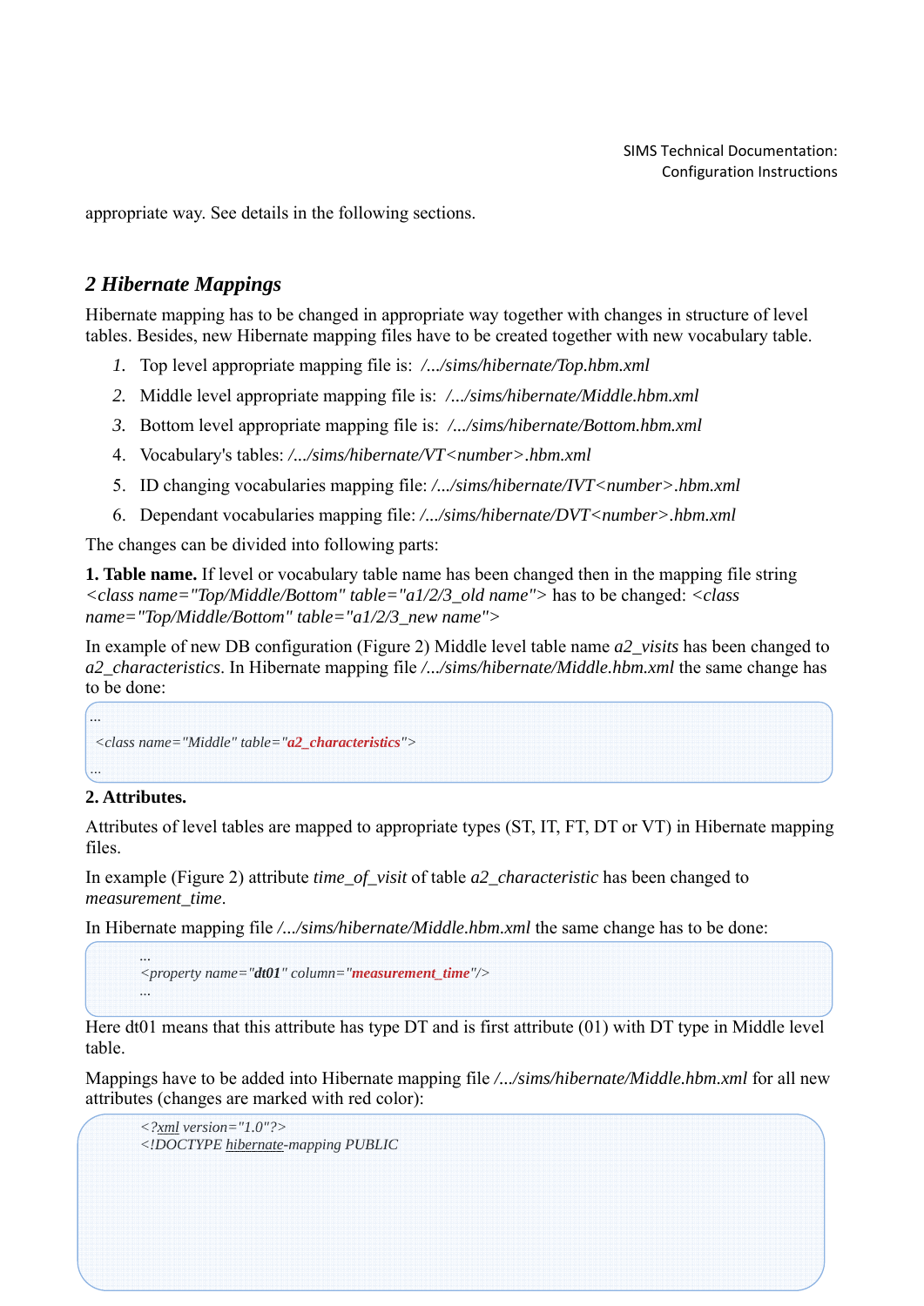appropriate way. See details in the following sections.

## 2 Hibernate Mappings

Hibernate mapping has to be changed in appropriate way together with changes in structure of level tables. Besides, new Hibernate mapping files have to be created together with new vocabulary table.

1. Top level appropriate mapping file is: */.../sims/hibernate/Top.hbm.xml*
2. Middle level appropriate mapping file is: */.../sims/hibernate/Middle.hbm.xml*
3. Bottom level appropriate mapping file is: */.../sims/hibernate/Bottom.hbm.xml*
4. Vocabulary's tables: */.../sims/hibernate/VT<number>.hbm.xml*
5. ID changing vocabularies mapping file: */.../sims/hibernate/IVT<number>.hbm.xml*
6. Dependant vocabularies mapping file: */.../sims/hibernate/DVT<number>.hbm.xml*

The changes can be divided into following parts:

**1. Table name.** If level or vocabulary table name has been changed then in the mapping file string *<class name="Top/Middle/Bottom" table="a1/2/3_old name">* has to be changed: *<class name="Top/Middle/Bottom" table="a1/2/3_new name">*

In example of new DB configuration (Figure 2) Middle level table name *a2_visits* has been changed to *a2_characteristics*. In Hibernate mapping file */.../sims/hibernate/Middle.hbm.xml* the same change has to be done:

```
...
<class name="Middle" table="a2_characteristics">
...
```

**2. Attributes.**

Attributes of level tables are mapped to appropriate types (ST, IT, FT, DT or VT) in Hibernate mapping files.

In example (Figure 2) attribute *time_of_visit* of table *a2_characteristic* has been changed to *measurement_time*.

In Hibernate mapping file */.../sims/hibernate/Middle.hbm.xml* the same change has to be done:

```
...
<property name="dt01" column="measurement_time"/>
...
```

Here dt01 means that this attribute has type DT and is first attribute (01) with DT type in Middle level table.

Mappings have to be added into Hibernate mapping file */.../sims/hibernate/Middle.hbm.xml* for all new attributes (changes are marked with red color):

```
<?xml version="1.0"?>
<!DOCTYPE hibernate-mapping PUBLIC
```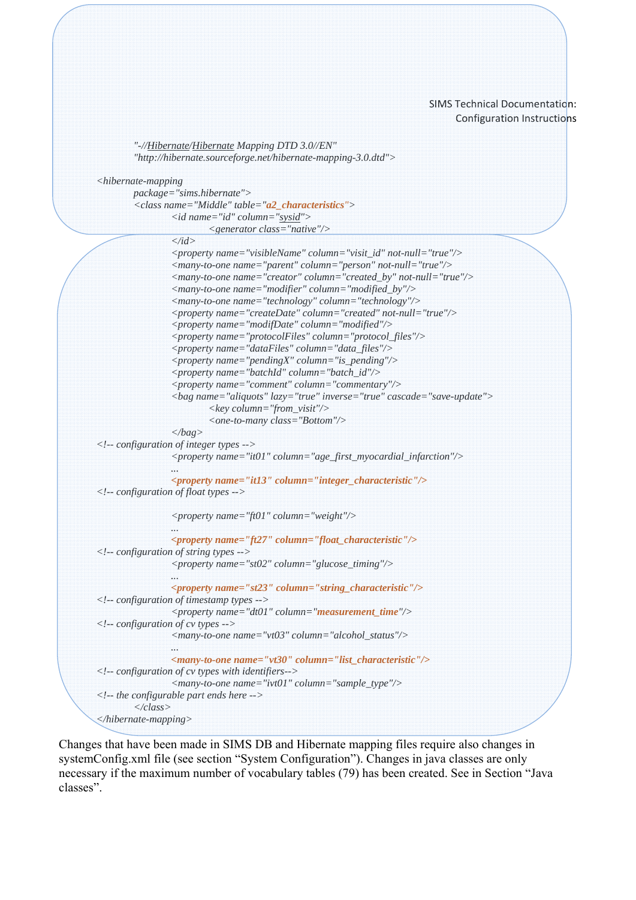```
        "-//Hibernate/Hibernate Mapping DTD 3.0//EN"
        "http://hibernate.sourceforge.net/hibernate-mapping-3.0.dtd">

<hibernate-mapping
        package="sims.hibernate">
        <class name="Middle" table="a2_characteristics">
                <id name="id" column="sysid">
                        <generator class="native"/>
                </id>
                <property name="visibleName" column="visit_id" not-null="true"/>
                <many-to-one name="parent" column="person" not-null="true"/>
                <many-to-one name="creator" column="created_by" not-null="true"/>
                <many-to-one name="modifier" column="modified_by"/>
                <many-to-one name="technology" column="technology"/>
                <property name="createDate" column="created" not-null="true"/>
                <property name="modifDate" column="modified"/>
                <property name="protocolFiles" column="protocol_files"/>
                <property name="dataFiles" column="data_files"/>
                <property name="pendingX" column="is_pending"/>
                <property name="batchId" column="batch_id"/>
                <property name="comment" column="commentary"/>
                <bag name="aliquots" lazy="true" inverse="true" cascade="save-update">
                        <key column="from_visit"/>
                        <one-to-many class="Bottom"/>
                </bag>
<!-- configuration of integer types -->
                <property name="it01" column="age_first_myocardial_infarction"/>
                ...
                <property name="it13" column="integer_characteristic"/>
<!-- configuration of float types -->

                <property name="ft01" column="weight"/>
                ...
                <property name="ft27" column="float_characteristic"/>
<!-- configuration of string types -->
                <property name="st02" column="glucose_timing"/>
                ...
                <property name="st23" column="string_characteristic"/>
<!-- configuration of timestamp types -->
                <property name="dt01" column="measurement_time"/>
<!-- configuration of cv types -->
                <many-to-one name="vt03" column="alcohol_status"/>
                ...
                <many-to-one name="vt30" column="list_characteristic"/>
<!-- configuration of cv types with identifiers-->
                <many-to-one name="ivt01" column="sample_type"/>
<!-- the configurable part ends here -->
        </class>
</hibernate-mapping>
```

Changes that have been made in SIMS DB and Hibernate mapping files require also changes in systemConfig.xml file (see section "System Configuration"). Changes in java classes are only necessary if the maximum number of vocabulary tables (79) has been created. See in Section "Java classes".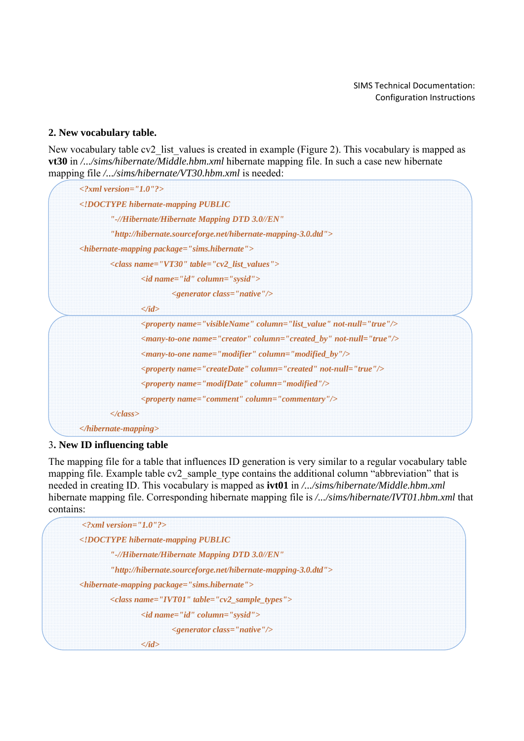**2. New vocabulary table.**

New vocabulary table cv2_list_values is created in example (Figure 2). This vocabulary is mapped as **vt30** in */.../sims/hibernate/Middle.hbm.xml* hibernate mapping file. In such a case new hibernate mapping file */.../sims/hibernate/VT30.hbm.xml* is needed:

```
<?xml version="1.0"?>
<!DOCTYPE hibernate-mapping PUBLIC
        "-//Hibernate/Hibernate Mapping DTD 3.0//EN"
        "http://hibernate.sourceforge.net/hibernate-mapping-3.0.dtd">
<hibernate-mapping package="sims.hibernate">
        <class name="VT30" table="cv2_list_values">
                <id name="id" column="sysid">
                        <generator class="native"/>
                </id>
                <property name="visibleName" column="list_value" not-null="true"/>
                <many-to-one name="creator" column="created_by" not-null="true"/>
                <many-to-one name="modifier" column="modified_by"/>
                <property name="createDate" column="created" not-null="true"/>
                <property name="modifDate" column="modified"/>
                <property name="comment" column="commentary"/>
        </class>
</hibernate-mapping>
```

**3. New ID influencing table**

The mapping file for a table that influences ID generation is very similar to a regular vocabulary table mapping file. Example table cv2_sample_type contains the additional column “abbreviation” that is needed in creating ID. This vocabulary is mapped as **ivt01** in */.../sims/hibernate/Middle.hbm.xml* hibernate mapping file. Corresponding hibernate mapping file is */.../sims/hibernate/IVT01.hbm.xml* that contains:

```
<?xml version="1.0"?>
<!DOCTYPE hibernate-mapping PUBLIC
        "-//Hibernate/Hibernate Mapping DTD 3.0//EN"
        "http://hibernate.sourceforge.net/hibernate-mapping-3.0.dtd">
<hibernate-mapping package="sims.hibernate">
        <class name="IVT01" table="cv2_sample_types">
                <id name="id" column="sysid">
                        <generator class="native"/>
                </id>
```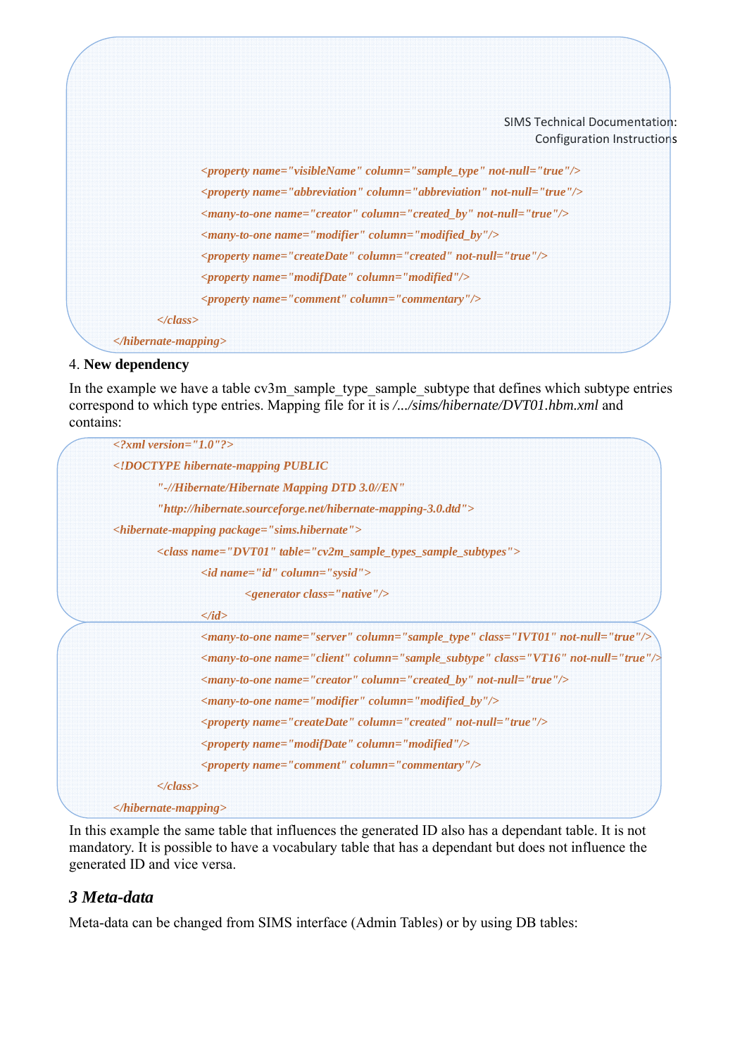```
            <property name="visibleName" column="sample_type" not-null="true"/>
            <property name="abbreviation" column="abbreviation" not-null="true"/>
            <many-to-one name="creator" column="created_by" not-null="true"/>
            <many-to-one name="modifier" column="modified_by"/>
            <property name="createDate" column="created" not-null="true"/>
            <property name="modifDate" column="modified"/>
            <property name="comment" column="commentary"/>
        </class>
</hibernate-mapping>
```

4. **New dependency**

In the example we have a table cv3m_sample_type_sample_subtype that defines which subtype entries correspond to which type entries. Mapping file for it is */.../sims/hibernate/DVT01.hbm.xml* and contains:

```
<?xml version="1.0"?>
<!DOCTYPE hibernate-mapping PUBLIC
        "-//Hibernate/Hibernate Mapping DTD 3.0//EN"
        "http://hibernate.sourceforge.net/hibernate-mapping-3.0.dtd">
<hibernate-mapping package="sims.hibernate">
        <class name="DVT01" table="cv2m_sample_types_sample_subtypes">
            <id name="id" column="sysid">
                <generator class="native"/>
            </id>
            <many-to-one name="server" column="sample_type" class="IVT01" not-null="true"/>
            <many-to-one name="client" column="sample_subtype" class="VT16" not-null="true"/>
            <many-to-one name="creator" column="created_by" not-null="true"/>
            <many-to-one name="modifier" column="modified_by"/>
            <property name="createDate" column="created" not-null="true"/>
            <property name="modifDate" column="modified"/>
            <property name="comment" column="commentary"/>
        </class>
</hibernate-mapping>
```

In this example the same table that influences the generated ID also has a dependant table. It is not mandatory. It is possible to have a vocabulary table that has a dependant but does not influence the generated ID and vice versa.

## *3 Meta-data*

Meta-data can be changed from SIMS interface (Admin Tables) or by using DB tables: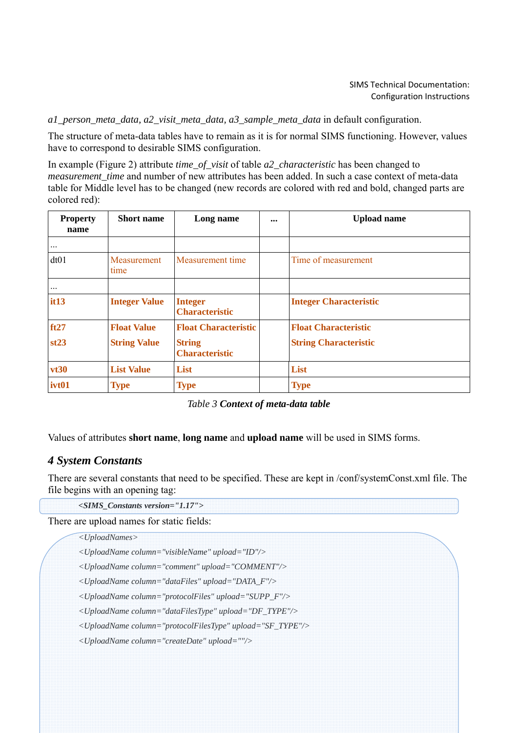*a1_person_meta_data, a2_visit_meta_data, a3_sample_meta_data* in default configuration.

The structure of meta-data tables have to remain as it is for normal SIMS functioning. However, values have to correspond to desirable SIMS configuration.

In example (Figure 2) attribute *time_of_visit* of table *a2_characteristic* has been changed to *measurement_time* and number of new attributes has been added. In such a case context of meta-data table for Middle level has to be changed (new records are colored with red and bold, changed parts are colored red):

| Property name | Short name | Long name | ... | Upload name |
|---|---|---|---|---|
| ... | | | | |
| dt01 | Measurement time | Measurement time | | Time of measurement |
| ... | | | | |
| **it13** | **Integer Value** | **Integer Characteristic** | | **Integer Characteristic** |
| **ft27** | **Float Value** | **Float Characteristic** | | **Float Characteristic** |
| **st23** | **String Value** | **String Characteristic** | | **String Characteristic** |
| **vt30** | **List Value** | **List** | | **List** |
| **ivt01** | **Type** | **Type** | | **Type** |

*Table 3* ***Context of meta-data table***

Values of attributes **short name**, **long name** and **upload name** will be used in SIMS forms.

## 4 System Constants

There are several constants that need to be specified. These are kept in /conf/systemConst.xml file. The file begins with an opening tag:

```
<SIMS_Constants version="1.17">
```

There are upload names for static fields:

```
<UploadNames>
<UploadName column="visibleName" upload="ID"/>
<UploadName column="comment" upload="COMMENT"/>
<UploadName column="dataFiles" upload="DATA_F"/>
<UploadName column="protocolFiles" upload="SUPP_F"/>
<UploadName column="dataFilesType" upload="DF_TYPE"/>
<UploadName column="protocolFilesType" upload="SF_TYPE"/>
<UploadName column="createDate" upload=""/>
```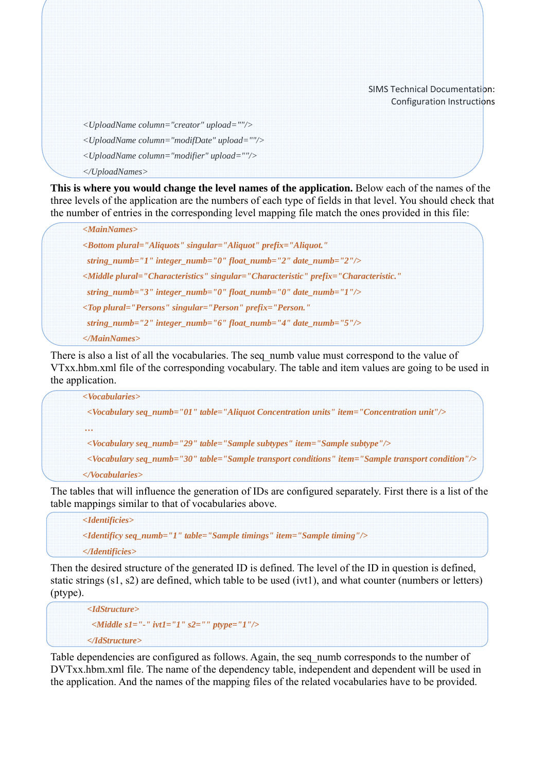```
<UploadName column="creator" upload=""/>
<UploadName column="modifDate" upload=""/>
<UploadName column="modifier" upload=""/>
</UploadNames>
```

**This is where you would change the level names of the application.** Below each of the names of the three levels of the application are the numbers of each type of fields in that level. You should check that the number of entries in the corresponding level mapping file match the ones provided in this file:

```
<MainNames>
<Bottom plural="Aliquots" singular="Aliquot" prefix="Aliquot."
 string_numb="1" integer_numb="0" float_numb="2" date_numb="2"/>
<Middle plural="Characteristics" singular="Characteristic" prefix="Characteristic."
 string_numb="3" integer_numb="0" float_numb="0" date_numb="1"/>
<Top plural="Persons" singular="Person" prefix="Person."
 string_numb="2" integer_numb="6" float_numb="4" date_numb="5"/>
</MainNames>
```

There is also a list of all the vocabularies. The seq_numb value must correspond to the value of VTxx.hbm.xml file of the corresponding vocabulary. The table and item values are going to be used in the application.

```
<Vocabularies>
 <Vocabulary seq_numb="01" table="Aliquot Concentration units" item="Concentration unit"/>
…
 <Vocabulary seq_numb="29" table="Sample subtypes" item="Sample subtype"/>
 <Vocabulary seq_numb="30" table="Sample transport conditions" item="Sample transport condition"/>
</Vocabularies>
```

The tables that will influence the generation of IDs are configured separately. First there is a list of the table mappings similar to that of vocabularies above.

```
<Identificies>
<Identificy seq_numb="1" table="Sample timings" item="Sample timing"/>
</Identificies>
```

Then the desired structure of the generated ID is defined. The level of the ID in question is defined, static strings (s1, s2) are defined, which table to be used (ivt1), and what counter (numbers or letters) (ptype).

```
<IdStructure>
 <Middle s1="-" ivt1="1" s2="" ptype="1"/>
</IdStructure>
```

Table dependencies are configured as follows. Again, the seq_numb corresponds to the number of DVTxx.hbm.xml file. The name of the dependency table, independent and dependent will be used in the application. And the names of the mapping files of the related vocabularies have to be provided.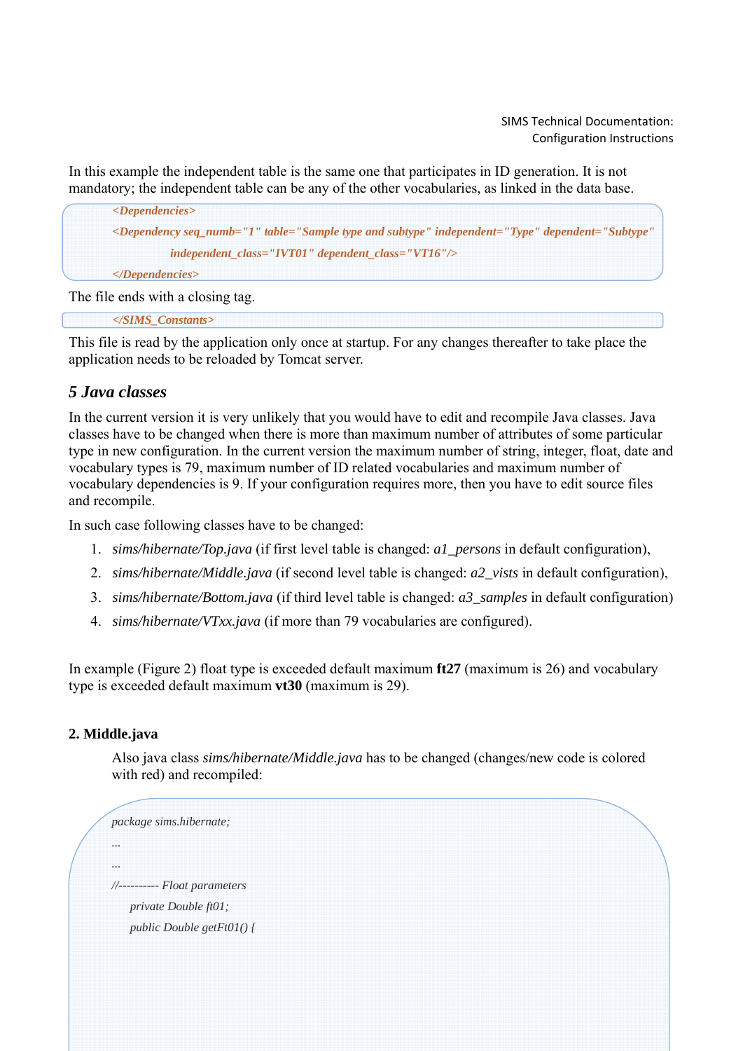In this example the independent table is the same one that participates in ID generation. It is not mandatory; the independent table can be any of the other vocabularies, as linked in the data base.

```
<Dependencies>
<Dependency seq_numb="1" table="Sample type and subtype" independent="Type" dependent="Subtype"
        independent_class="IVT01" dependent_class="VT16"/>
</Dependencies>
```

The file ends with a closing tag.

```
</SIMS_Constants>
```

This file is read by the application only once at startup. For any changes thereafter to take place the application needs to be reloaded by Tomcat server.

## *5 Java classes*

In the current version it is very unlikely that you would have to edit and recompile Java classes. Java classes have to be changed when there is more than maximum number of attributes of some particular type in new configuration. In the current version the maximum number of string, integer, float, date and vocabulary types is 79, maximum number of ID related vocabularies and maximum number of vocabulary dependencies is 9. If your configuration requires more, then you have to edit source files and recompile.

In such case following classes have to be changed:

1. *sims/hibernate/Top.java* (if first level table is changed: *a1_persons* in default configuration),
2. *sims/hibernate/Middle.java* (if second level table is changed: *a2_vists* in default configuration),
3. *sims/hibernate/Bottom.java* (if third level table is changed: *a3_samples* in default configuration)
4. *sims/hibernate/VTxx.java* (if more than 79 vocabularies are configured).

In example (Figure 2) float type is exceeded default maximum **ft27** (maximum is 26) and vocabulary type is exceeded default maximum **vt30** (maximum is 29).

**2. Middle.java**

Also java class *sims/hibernate/Middle.java* has to be changed (changes/new code is colored with red) and recompiled:

```
package sims.hibernate;
...
...
//---------- Float parameters
    private Double ft01;
    public Double getFt01() {
```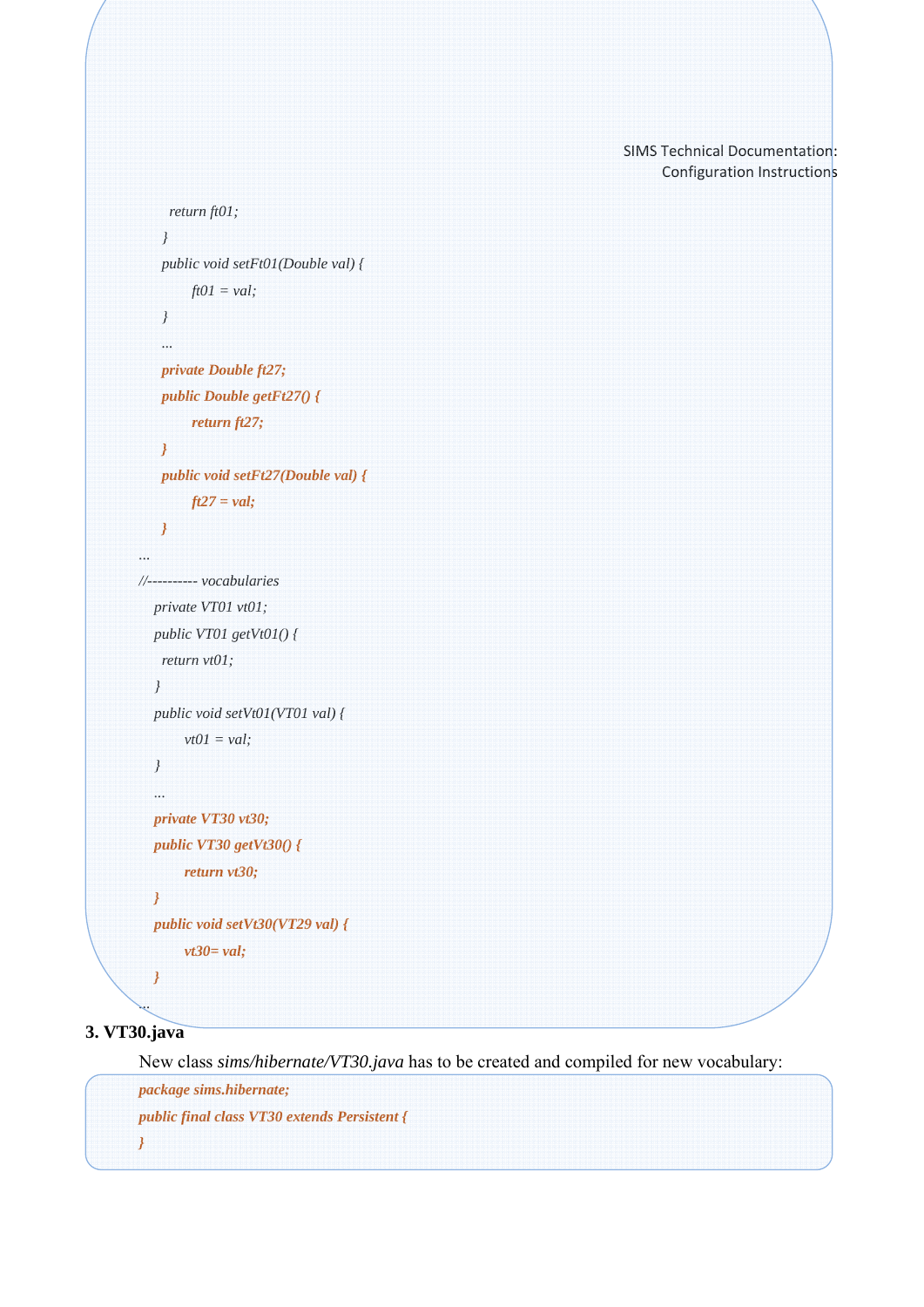```
        return ft01;
    }
    public void setFt01(Double val) {
        ft01 = val;
    }
    ...
    private Double ft27;
    public Double getFt27() {
        return ft27;
    }
    public void setFt27(Double val) {
        ft27 = val;
    }
...
//---------- vocabularies
    private VT01 vt01;
    public VT01 getVt01() {
      return vt01;
    }
    public void setVt01(VT01 val) {
        vt01 = val;
    }
    ...
    private VT30 vt30;
    public VT30 getVt30() {
        return vt30;
    }
    public void setVt30(VT29 val) {
        vt30= val;
    }
...
```

### 3. VT30.java

New class *sims/hibernate/VT30.java* has to be created and compiled for new vocabulary:

```
package sims.hibernate;
public final class VT30 extends Persistent {
}
```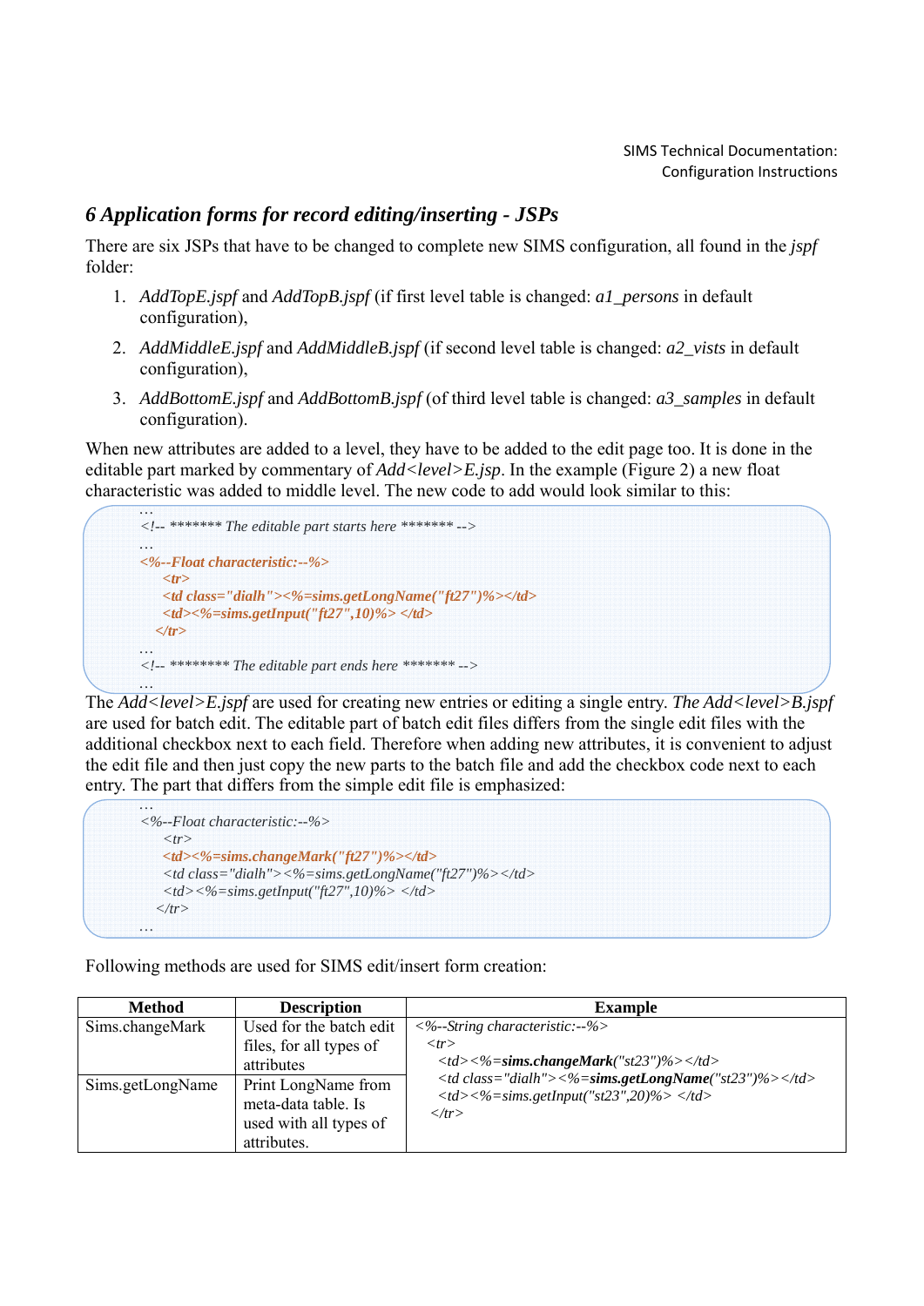## *6 Application forms for record editing/inserting - JSPs*

There are six JSPs that have to be changed to complete new SIMS configuration, all found in the *jspf* folder:

1. *AddTopE.jspf* and *AddTopB.jspf* (if first level table is changed: *a1_persons* in default configuration),
2. *AddMiddleE.jspf* and *AddMiddleB.jspf* (if second level table is changed: *a2_vists* in default configuration),
3. *AddBottomE.jspf* and *AddBottomB.jspf* (of third level table is changed: *a3_samples* in default configuration).

When new attributes are added to a level, they have to be added to the edit page too. It is done in the editable part marked by commentary of *Add<level>E.jsp*. In the example (Figure 2) a new float characteristic was added to middle level. The new code to add would look similar to this:

```
…
<!-- ******* The editable part starts here ******* -->
…
<%--Float characteristic:--%>
    <tr>
    <td class="dialh"><%=sims.getLongName("ft27")%></td>
    <td><%=sims.getInput("ft27",10)%> </td>
  </tr>
…
<!-- ******** The editable part ends here ******* -->
…
```

The *Add<level>E.jspf* are used for creating new entries or editing a single entry. *The Add<level>B.jspf* are used for batch edit. The editable part of batch edit files differs from the single edit files with the additional checkbox next to each field. Therefore when adding new attributes, it is convenient to adjust the edit file and then just copy the new parts to the batch file and add the checkbox code next to each entry. The part that differs from the simple edit file is emphasized:

```
…
<%--Float characteristic:--%>
    <tr>
    <td><%=sims.changeMark("ft27")%></td>
    <td class="dialh"><%=sims.getLongName("ft27")%></td>
    <td><%=sims.getInput("ft27",10)%> </td>
  </tr>
…
```

Following methods are used for SIMS edit/insert form creation:

| Method | Description | Example |
|---|---|---|
| Sims.changeMark | Used for the batch edit files, for all types of attributes | <%--String characteristic:--%><br>&lt;tr&gt;<br>&lt;td&gt;<%=**sims.changeMark**("st23")%>&lt;/td&gt;<br>&lt;td class="dialh"&gt;<%=**sims.getLongName**("st23")%>&lt;/td&gt;<br>&lt;td&gt;<%=sims.getInput("st23",20)%> &lt;/td&gt;<br>&lt;/tr&gt; |
| Sims.getLongName | Print LongName from meta-data table. Is used with all types of attributes. | |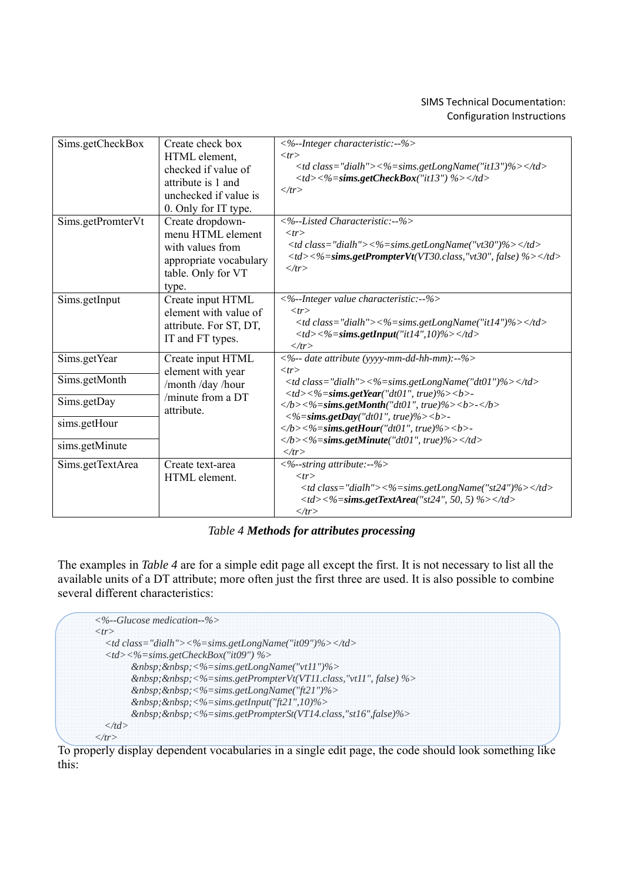| | | |
|---|---|---|
| Sims.getCheckBox | Create check box HTML element, checked if value of attribute is 1 and unchecked if value is 0. Only for IT type. | `<%--Integer characteristic:--%>` `<tr>` `<td class="dialh"><%=sims.getLongName("it13")%></td>` `<td><%=`**`sims.getCheckBox`**`("it13") %></td>` `</tr>` |
| Sims.getPromterVt | Create dropdown-menu HTML element with values from appropriate vocabulary table. Only for VT type. | `<%--Listed Characteristic:--%>` `<tr>` `<td class="dialh"><%=sims.getLongName("vt30")%></td>` `<td><%=`**`sims.getPrompterVt`**`(VT30.class,"vt30", false) %></td>` `</tr>` |
| Sims.getInput | Create input HTML element with value of attribute. For ST, DT, IT and FT types. | `<%--Integer value characteristic:--%>` `<tr>` `<td class="dialh"><%=sims.getLongName("it14")%></td>` `<td><%=`**`sims.getInput`**`("it14",10)%></td>` `</tr>` |
| Sims.getYear<br>Sims.getMonth<br>Sims.getDay<br>sims.getHour<br>sims.getMinute | Create input HTML element with year /month /day /hour /minute from a DT attribute. | `<%-- date attribute (yyyy-mm-dd-hh-mm):--%>` `<tr>` `<td class="dialh"><%=sims.getLongName("dt01")%></td>` `<td><%=`**`sims.getYear`**`("dt01", true)%><b>-</b><%=`**`sims.getMonth`**`("dt01", true)%><b>-</b> <%=`**`sims.getDay`**`("dt01", true)%><b>-</b><%=`**`sims.getHour`**`("dt01", true)%><b>-</b><%=`**`sims.getMinute`**`("dt01", true)%></td>` `</tr>` |
| Sims.getTextArea | Create text-area HTML element. | `<%--string attribute:--%>` `<tr>` `<td class="dialh"><%=sims.getLongName("st24")%></td>` `<td><%=`**`sims.getTextArea`**`("st24", 50, 5) %></td>` `</tr>` |

*Table 4* ***Methods for attributes processing***

The examples in *Table 4* are for a simple edit page all except the first. It is not necessary to list all the available units of a DT attribute; more often just the first three are used. It is also possible to combine several different characteristics:

```
<%--Glucose medication--%>
<tr>
  <td class="dialh"><%=sims.getLongName("it09")%></td>
  <td><%=sims.getCheckBox("it09") %>
        &nbsp;&nbsp;<%=sims.getLongName("vt11")%>
        &nbsp;&nbsp;<%=sims.getPrompterVt(VT11.class,"vt11", false) %>
        &nbsp;&nbsp;<%=sims.getLongName("ft21")%>
        &nbsp;&nbsp;<%=sims.getInput("ft21",10)%>
        &nbsp;&nbsp;<%=sims.getPrompterSt(VT14.class,"st16",false)%>
  </td>
</tr>
```

To properly display dependent vocabularies in a single edit page, the code should look something like this: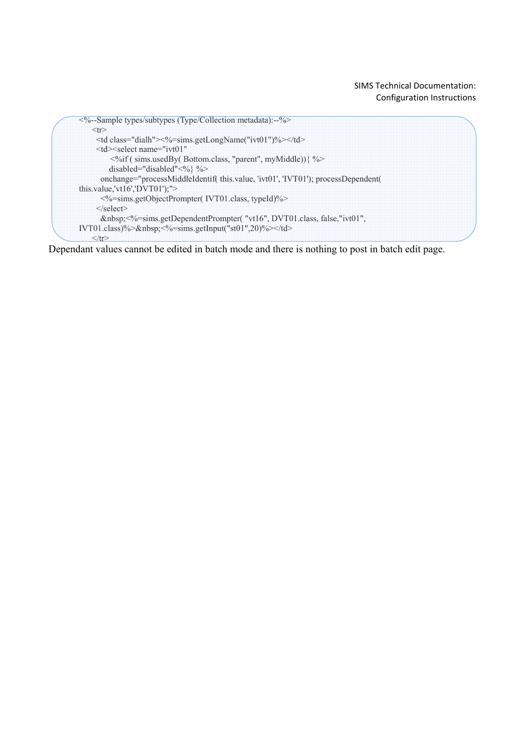```
<%--Sample types/subtypes (Type/Collection metadata):--%>
    <tr>
      <td class="dialh"><%=sims.getLongName("ivt01")%></td>
      <td><select name="ivt01"
            <%if ( sims.usedBy( Bottom.class, "parent", myMiddle)){ %>
            disabled="disabled"<%} %>
        onchange="processMiddleIdentif( this.value, 'ivt01', 'IVT01'); processDependent(
this.value,'vt16','DVT01');">
        <%=sims.getObjectPrompter( IVT01.class, typeId)%>
        </select>
        &nbsp;<%=sims.getDependentPrompter( "vt16", DVT01.class, false,"ivt01",
IVT01.class)%>&nbsp;<%=sims.getInput("st01",20)%></td>
    </tr>
```

Dependant values cannot be edited in batch mode and there is nothing to post in batch edit page.